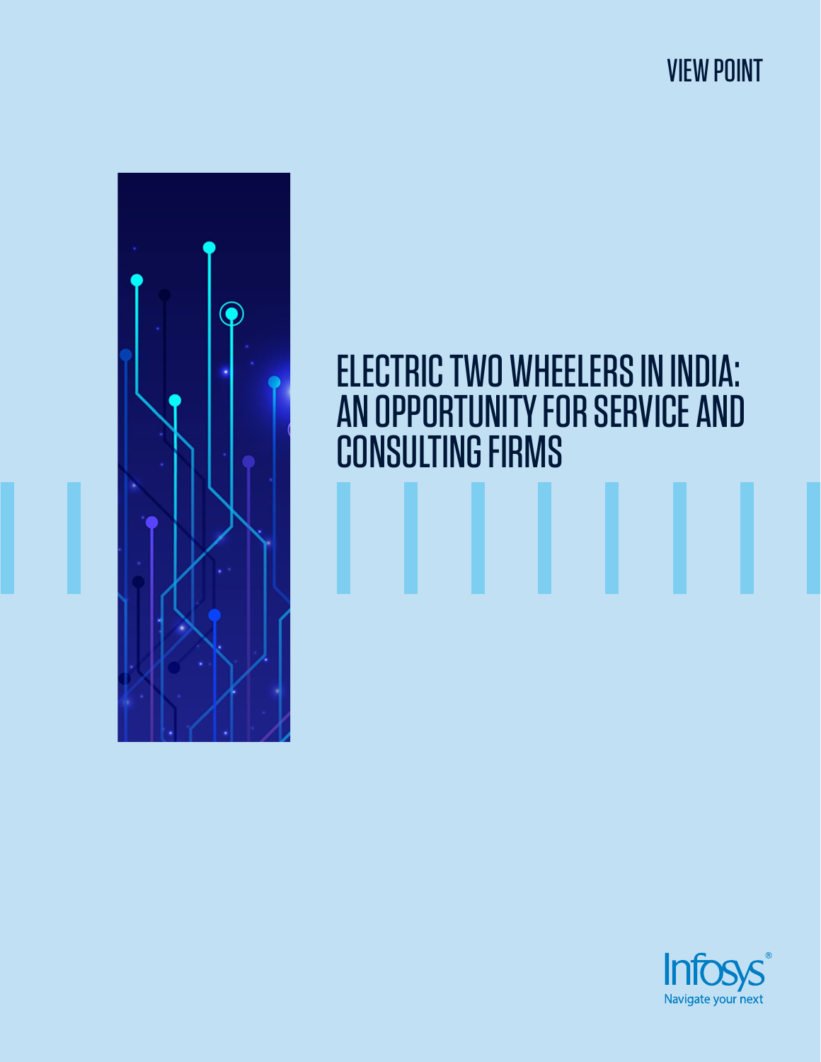VIEW POINT

# ELECTRIC TWO WHEELERS IN INDIA: AN OPPORTUNITY FOR SERVICE AND CONSULTING FIRMS

Infosys®
Navigate your next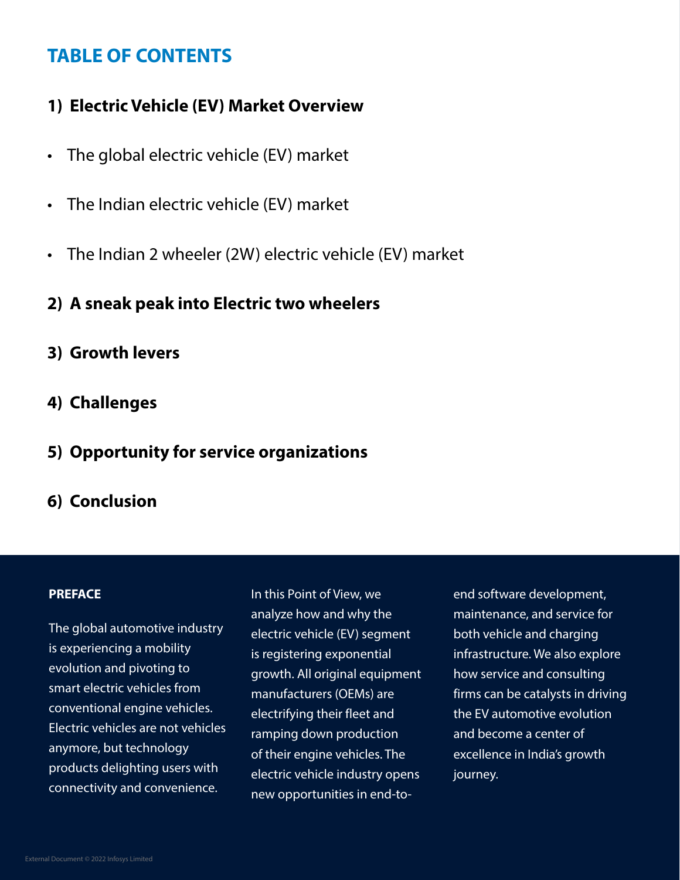## TABLE OF CONTENTS

**1) Electric Vehicle (EV) Market Overview**

- The global electric vehicle (EV) market
- The Indian electric vehicle (EV) market
- The Indian 2 wheeler (2W) electric vehicle (EV) market

**2) A sneak peak into Electric two wheelers**

**3) Growth levers**

**4) Challenges**

**5) Opportunity for service organizations**

**6) Conclusion**

**PREFACE**

The global automotive industry is experiencing a mobility evolution and pivoting to smart electric vehicles from conventional engine vehicles. Electric vehicles are not vehicles anymore, but technology products delighting users with connectivity and convenience.

In this Point of View, we analyze how and why the electric vehicle (EV) segment is registering exponential growth. All original equipment manufacturers (OEMs) are electrifying their fleet and ramping down production of their engine vehicles. The electric vehicle industry opens new opportunities in end-to-end software development, maintenance, and service for both vehicle and charging infrastructure. We also explore how service and consulting firms can be catalysts in driving the EV automotive evolution and become a center of excellence in India's growth journey.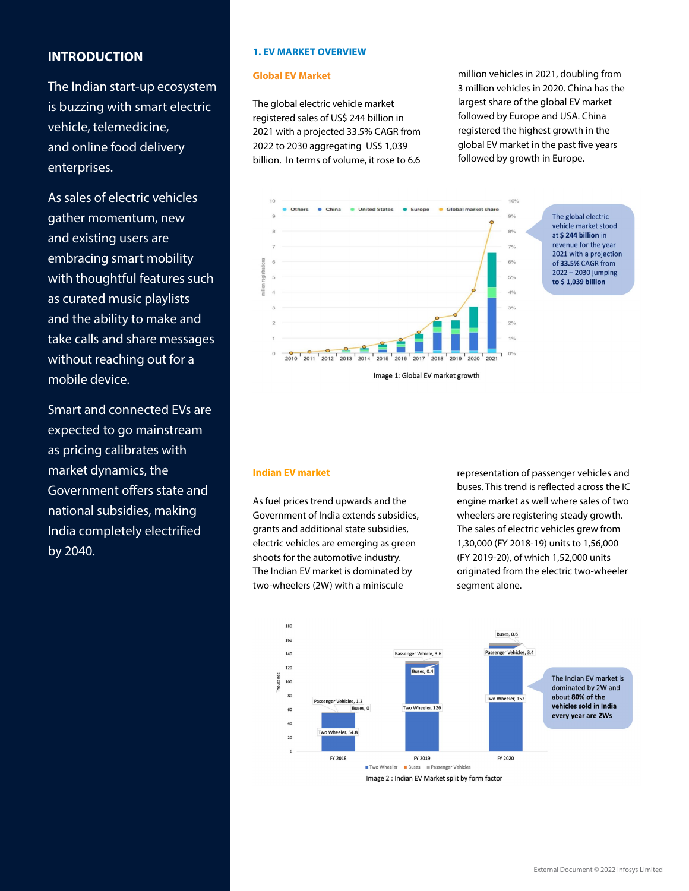## INTRODUCTION

The Indian start-up ecosystem is buzzing with smart electric vehicle, telemedicine, and online food delivery enterprises.

As sales of electric vehicles gather momentum, new and existing users are embracing smart mobility with thoughtful features such as curated music playlists and the ability to make and take calls and share messages without reaching out for a mobile device.

Smart and connected EVs are expected to go mainstream as pricing calibrates with market dynamics, the Government offers state and national subsidies, making India completely electrified by 2040.

## 1. EV MARKET OVERVIEW

### Global EV Market

The global electric vehicle market registered sales of US$ 244 billion in 2021 with a projected 33.5% CAGR from 2022 to 2030 aggregating US$ 1,039 billion. In terms of volume, it rose to 6.6 million vehicles in 2021, doubling from 3 million vehicles in 2020. China has the largest share of the global EV market followed by Europe and USA. China registered the highest growth in the global EV market in the past five years followed by growth in Europe.

The global electric vehicle market stood at **$ 244 billion** in revenue for the year 2021 with a projection of **33.5%** CAGR from 2022 – 2030 jumping **to $ 1,039 billion**

Image 1: Global EV market growth

### Indian EV market

As fuel prices trend upwards and the Government of India extends subsidies, grants and additional state subsidies, electric vehicles are emerging as green shoots for the automotive industry. The Indian EV market is dominated by two-wheelers (2W) with a miniscule representation of passenger vehicles and buses. This trend is reflected across the IC engine market as well where sales of two wheelers are registering steady growth. The sales of electric vehicles grew from 1,30,000 (FY 2018-19) units to 1,56,000 (FY 2019-20), of which 1,52,000 units originated from the electric two-wheeler segment alone.

The Indian EV market is dominated by 2W and about **80% of the vehicles sold in India every year are 2Ws**

Image 2 : Indian EV Market split by form factor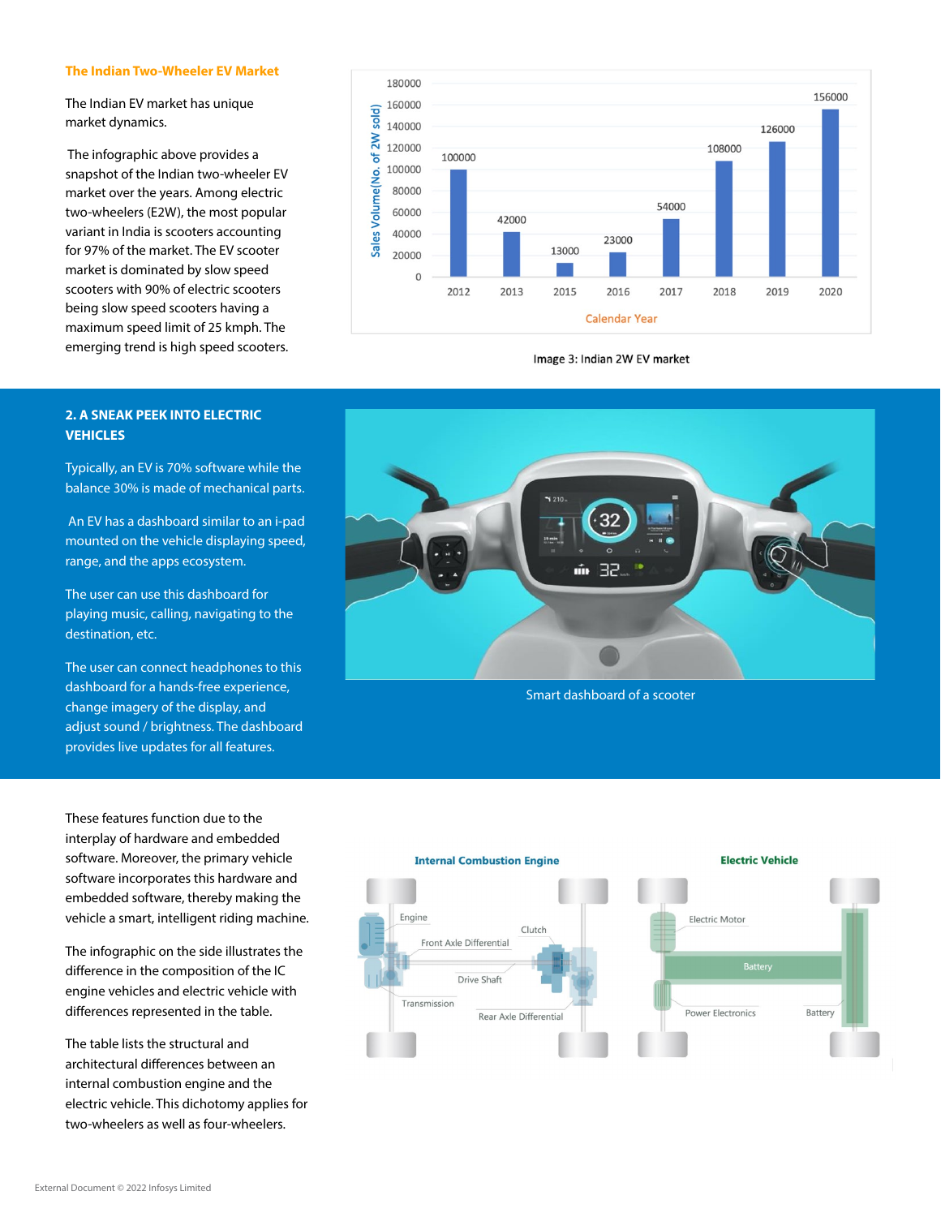### The Indian Two-Wheeler EV Market

The Indian EV market has unique market dynamics.

The infographic above provides a snapshot of the Indian two-wheeler EV market over the years. Among electric two-wheelers (E2W), the most popular variant in India is scooters accounting for 97% of the market. The EV scooter market is dominated by slow speed scooters with 90% of electric scooters being slow speed scooters having a maximum speed limit of 25 kmph. The emerging trend is high speed scooters.

| Calendar Year | Sales Volume (No. of 2W sold) |
|---|---|
| 2012 | 100000 |
| 2013 | 42000 |
| 2015 | 13000 |
| 2016 | 23000 |
| 2017 | 54000 |
| 2018 | 108000 |
| 2019 | 126000 |
| 2020 | 156000 |

Image 3: Indian 2W EV market

## 2. A SNEAK PEEK INTO ELECTRIC VEHICLES

Typically, an EV is 70% software while the balance 30% is made of mechanical parts.

An EV has a dashboard similar to an i-pad mounted on the vehicle displaying speed, range, and the apps ecosystem.

The user can use this dashboard for playing music, calling, navigating to the destination, etc.

The user can connect headphones to this dashboard for a hands-free experience, change imagery of the display, and adjust sound / brightness. The dashboard provides live updates for all features.

Smart dashboard of a scooter

These features function due to the interplay of hardware and embedded software. Moreover, the primary vehicle software incorporates this hardware and embedded software, thereby making the vehicle a smart, intelligent riding machine.

The infographic on the side illustrates the difference in the composition of the IC engine vehicles and electric vehicle with differences represented in the table.

The table lists the structural and architectural differences between an internal combustion engine and the electric vehicle. This dichotomy applies for two-wheelers as well as four-wheelers.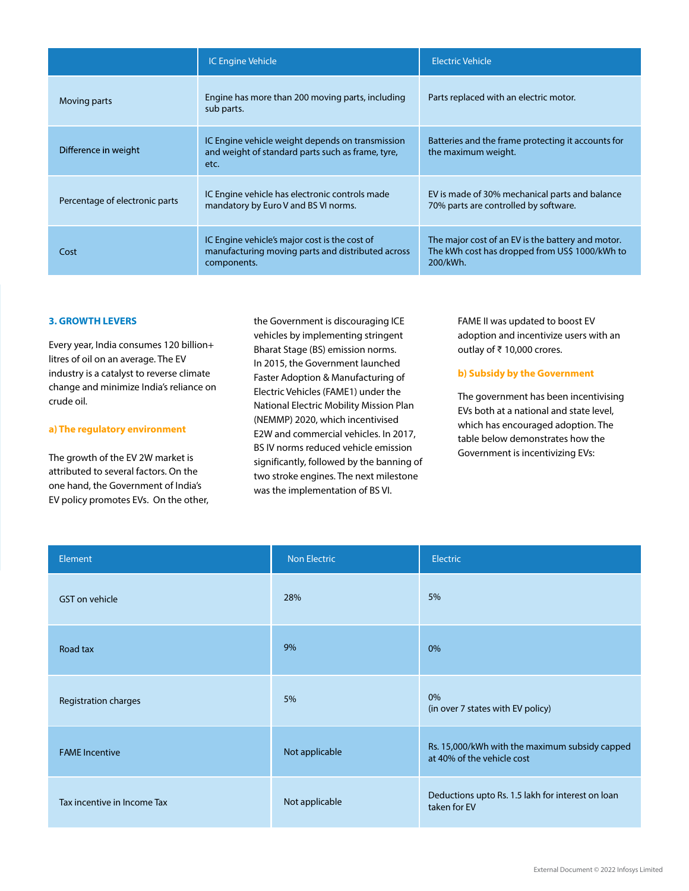| | IC Engine Vehicle | Electric Vehicle |
|---|---|---|
| Moving parts | Engine has more than 200 moving parts, including sub parts. | Parts replaced with an electric motor. |
| Difference in weight | IC Engine vehicle weight depends on transmission and weight of standard parts such as frame, tyre, etc. | Batteries and the frame protecting it accounts for the maximum weight. |
| Percentage of electronic parts | IC Engine vehicle has electronic controls made mandatory by Euro V and BS VI norms. | EV is made of 30% mechanical parts and balance 70% parts are controlled by software. |
| Cost | IC Engine vehicle's major cost is the cost of manufacturing moving parts and distributed across components. | The major cost of an EV is the battery and motor. The kWh cost has dropped from US$ 1000/kWh to 200/kWh. |

### 3. GROWTH LEVERS

Every year, India consumes 120 billion+ litres of oil on an average. The EV industry is a catalyst to reverse climate change and minimize India's reliance on crude oil.

#### a) The regulatory environment

The growth of the EV 2W market is attributed to several factors. On the one hand, the Government of India's EV policy promotes EVs. On the other, the Government is discouraging ICE vehicles by implementing stringent Bharat Stage (BS) emission norms. In 2015, the Government launched Faster Adoption & Manufacturing of Electric Vehicles (FAME1) under the National Electric Mobility Mission Plan (NEMMP) 2020, which incentivised E2W and commercial vehicles. In 2017, BS IV norms reduced vehicle emission significantly, followed by the banning of two stroke engines. The next milestone was the implementation of BS VI. FAME II was updated to boost EV adoption and incentivize users with an outlay of ₹ 10,000 crores.

#### b) Subsidy by the Government

The government has been incentivising EVs both at a national and state level, which has encouraged adoption. The table below demonstrates how the Government is incentivizing EVs:

| Element | Non Electric | Electric |
|---|---|---|
| GST on vehicle | 28% | 5% |
| Road tax | 9% | 0% |
| Registration charges | 5% | 0% (in over 7 states with EV policy) |
| FAME Incentive | Not applicable | Rs. 15,000/kWh with the maximum subsidy capped at 40% of the vehicle cost |
| Tax incentive in Income Tax | Not applicable | Deductions upto Rs. 1.5 lakh for interest on loan taken for EV |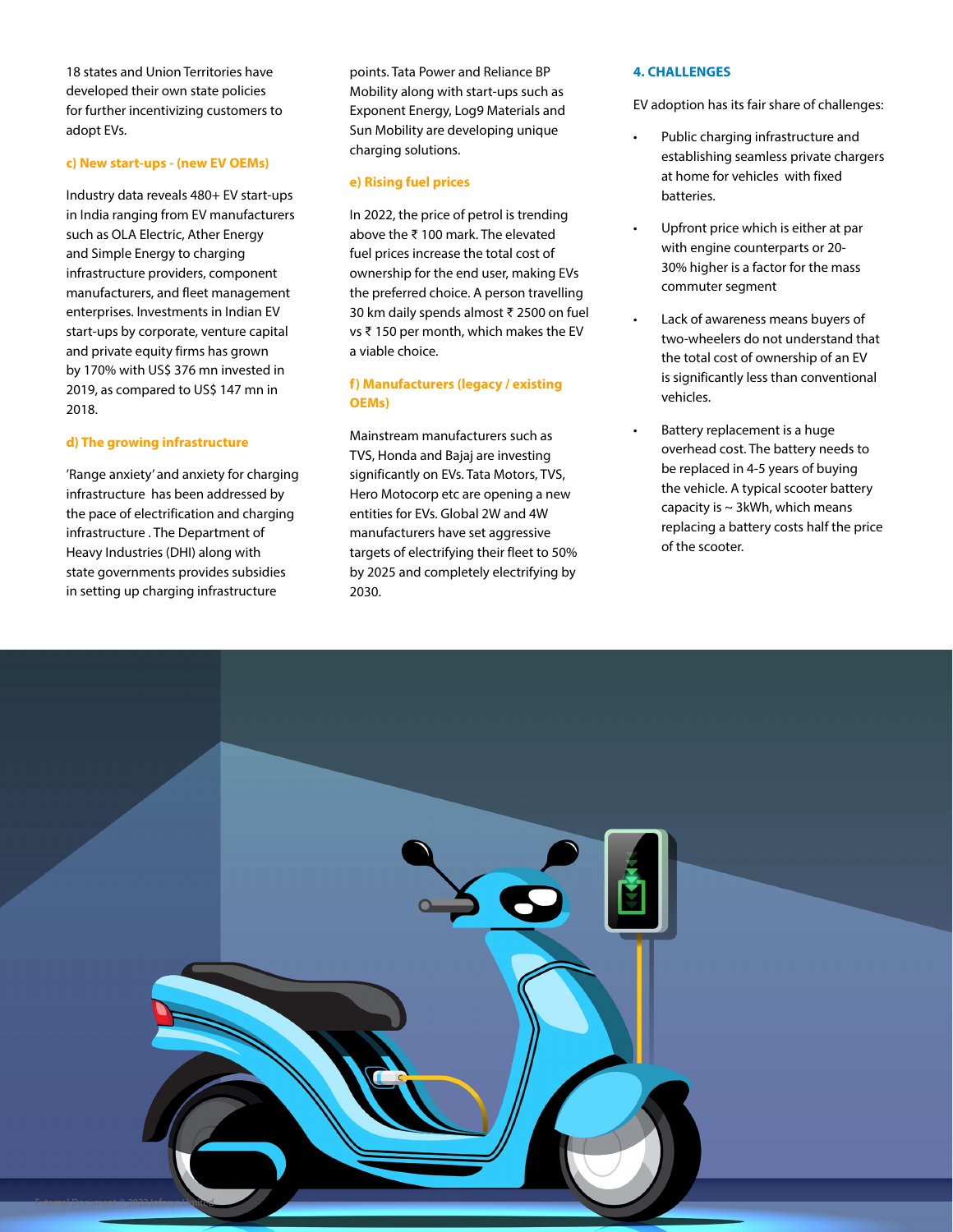18 states and Union Territories have developed their own state policies for further incentivizing customers to adopt EVs.

#### c) New start-ups - (new EV OEMs)

Industry data reveals 480+ EV start-ups in India ranging from EV manufacturers such as OLA Electric, Ather Energy and Simple Energy to charging infrastructure providers, component manufacturers, and fleet management enterprises. Investments in Indian EV start-ups by corporate, venture capital and private equity firms has grown by 170% with US$ 376 mn invested in 2019, as compared to US$ 147 mn in 2018.

#### d) The growing infrastructure

'Range anxiety' and anxiety for charging infrastructure has been addressed by the pace of electrification and charging infrastructure . The Department of Heavy Industries (DHI) along with state governments provides subsidies in setting up charging infrastructure points. Tata Power and Reliance BP Mobility along with start-ups such as Exponent Energy, Log9 Materials and Sun Mobility are developing unique charging solutions.

#### e) Rising fuel prices

In 2022, the price of petrol is trending above the ₹ 100 mark. The elevated fuel prices increase the total cost of ownership for the end user, making EVs the preferred choice. A person travelling 30 km daily spends almost ₹ 2500 on fuel vs ₹ 150 per month, which makes the EV a viable choice.

#### f) Manufacturers (legacy / existing OEMs)

Mainstream manufacturers such as TVS, Honda and Bajaj are investing significantly on EVs. Tata Motors, TVS, Hero Motocorp etc are opening a new entities for EVs. Global 2W and 4W manufacturers have set aggressive targets of electrifying their fleet to 50% by 2025 and completely electrifying by 2030.

### 4. CHALLENGES

EV adoption has its fair share of challenges:

- Public charging infrastructure and establishing seamless private chargers at home for vehicles with fixed batteries.
- Upfront price which is either at par with engine counterparts or 20-30% higher is a factor for the mass commuter segment
- Lack of awareness means buyers of two-wheelers do not understand that the total cost of ownership of an EV is significantly less than conventional vehicles.
- Battery replacement is a huge overhead cost. The battery needs to be replaced in 4-5 years of buying the vehicle. A typical scooter battery capacity is ~ 3kWh, which means replacing a battery costs half the price of the scooter.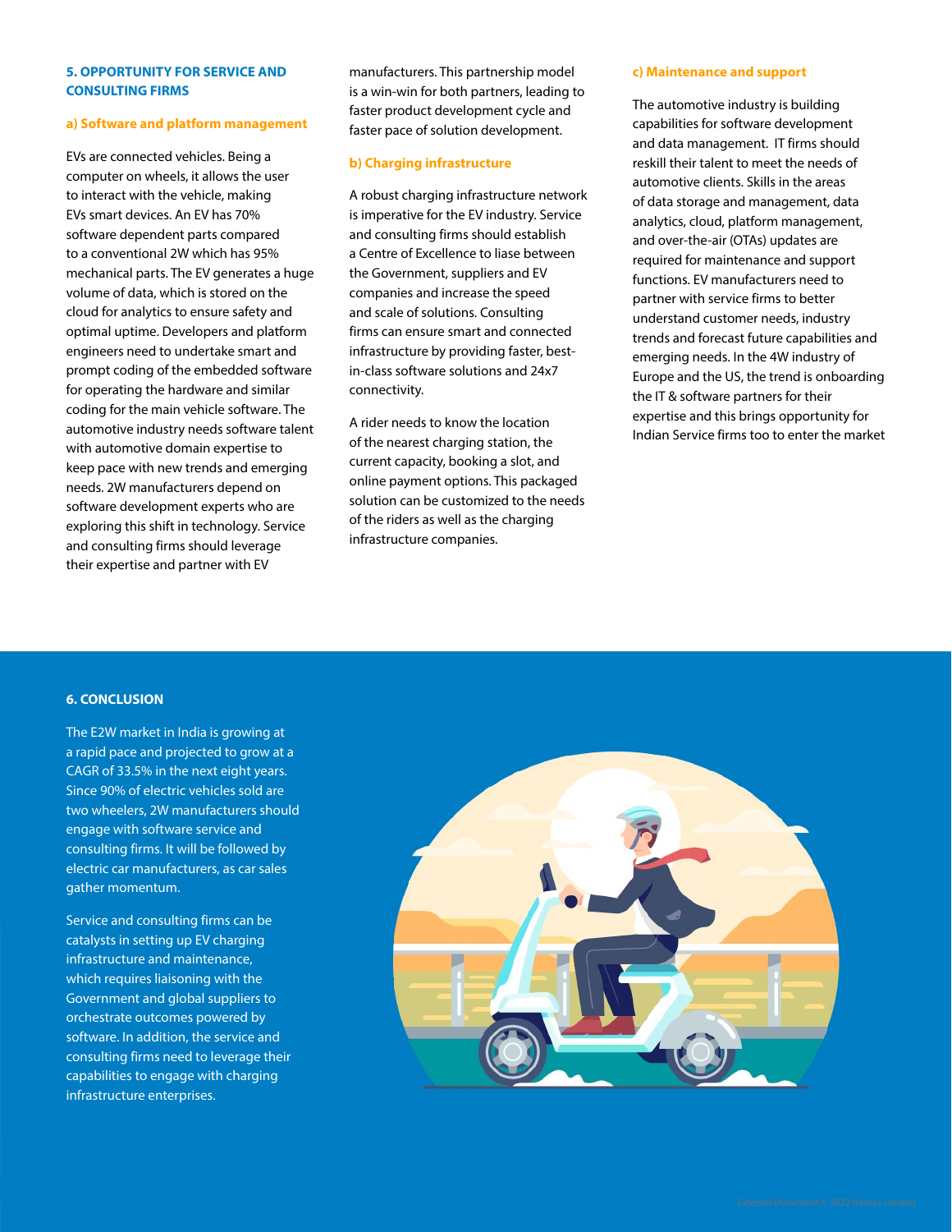## 5. OPPORTUNITY FOR SERVICE AND CONSULTING FIRMS

### a) Software and platform management

EVs are connected vehicles. Being a computer on wheels, it allows the user to interact with the vehicle, making EVs smart devices. An EV has 70% software dependent parts compared to a conventional 2W which has 95% mechanical parts. The EV generates a huge volume of data, which is stored on the cloud for analytics to ensure safety and optimal uptime. Developers and platform engineers need to undertake smart and prompt coding of the embedded software for operating the hardware and similar coding for the main vehicle software. The automotive industry needs software talent with automotive domain expertise to keep pace with new trends and emerging needs. 2W manufacturers depend on software development experts who are exploring this shift in technology. Service and consulting firms should leverage their expertise and partner with EV manufacturers. This partnership model is a win-win for both partners, leading to faster product development cycle and faster pace of solution development.

### b) Charging infrastructure

A robust charging infrastructure network is imperative for the EV industry. Service and consulting firms should establish a Centre of Excellence to liase between the Government, suppliers and EV companies and increase the speed and scale of solutions. Consulting firms can ensure smart and connected infrastructure by providing faster, best-in-class software solutions and 24x7 connectivity.

A rider needs to know the location of the nearest charging station, the current capacity, booking a slot, and online payment options. This packaged solution can be customized to the needs of the riders as well as the charging infrastructure companies.

### c) Maintenance and support

The automotive industry is building capabilities for software development and data management. IT firms should reskill their talent to meet the needs of automotive clients. Skills in the areas of data storage and management, data analytics, cloud, platform management, and over-the-air (OTAs) updates are required for maintenance and support functions. EV manufacturers need to partner with service firms to better understand customer needs, industry trends and forecast future capabilities and emerging needs. In the 4W industry of Europe and the US, the trend is onboarding the IT & software partners for their expertise and this brings opportunity for Indian Service firms too to enter the market

## 6. CONCLUSION

The E2W market in India is growing at a rapid pace and projected to grow at a CAGR of 33.5% in the next eight years. Since 90% of electric vehicles sold are two wheelers, 2W manufacturers should engage with software service and consulting firms. It will be followed by electric car manufacturers, as car sales gather momentum.

Service and consulting firms can be catalysts in setting up EV charging infrastructure and maintenance, which requires liaisoning with the Government and global suppliers to orchestrate outcomes powered by software. In addition, the service and consulting firms need to leverage their capabilities to engage with charging infrastructure enterprises.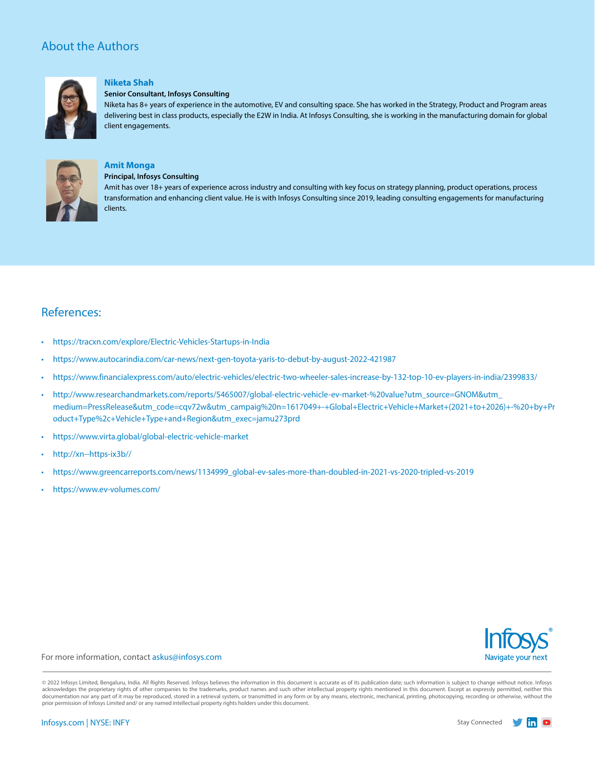## About the Authors

### Niketa Shah

**Senior Consultant, Infosys Consulting**

Niketa has 8+ years of experience in the automotive, EV and consulting space. She has worked in the Strategy, Product and Program areas delivering best in class products, especially the E2W in India. At Infosys Consulting, she is working in the manufacturing domain for global client engagements.

### Amit Monga

**Principal, Infosys Consulting**

Amit has over 18+ years of experience across industry and consulting with key focus on strategy planning, product operations, process transformation and enhancing client value. He is with Infosys Consulting since 2019, leading consulting engagements for manufacturing clients.

## References:

- https://tracxn.com/explore/Electric-Vehicles-Startups-in-India
- https://www.autocarindia.com/car-news/next-gen-toyota-yaris-to-debut-by-august-2022-421987
- https://www.financialexpress.com/auto/electric-vehicles/electric-two-wheeler-sales-increase-by-132-top-10-ev-players-in-india/2399833/
- http://www.researchandmarkets.com/reports/5465007/global-electric-vehicle-ev-market-%20value?utm_source=GNOM&utm_medium=PressRelease&utm_code=cqv72w&utm_campaig%20n=1617049+-+Global+Electric+Vehicle+Market+(2021+to+2026)+-%20+by+Product+Type%2c+Vehicle+Type+and+Region&utm_exec=jamu273prd
- https://www.virta.global/global-electric-vehicle-market
- http://xn--https-ix3b//
- https://www.greencarreports.com/news/1134999_global-ev-sales-more-than-doubled-in-2021-vs-2020-tripled-vs-2019
- https://www.ev-volumes.com/

For more information, contact askus@infosys.com

Infosys® Navigate your next

© 2022 Infosys Limited, Bengaluru, India. All Rights Reserved. Infosys believes the information in this document is accurate as of its publication date; such information is subject to change without notice. Infosys acknowledges the proprietary rights of other companies to the trademarks, product names and such other intellectual property rights mentioned in this document. Except as expressly permitted, neither this documentation nor any part of it may be reproduced, stored in a retrieval system, or transmitted in any form or by any means, electronic, mechanical, printing, photocopying, recording or otherwise, without the prior permission of Infosys Limited and/ or any named intellectual property rights holders under this document.

Infosys.com | NYSE: INFY

Stay Connected